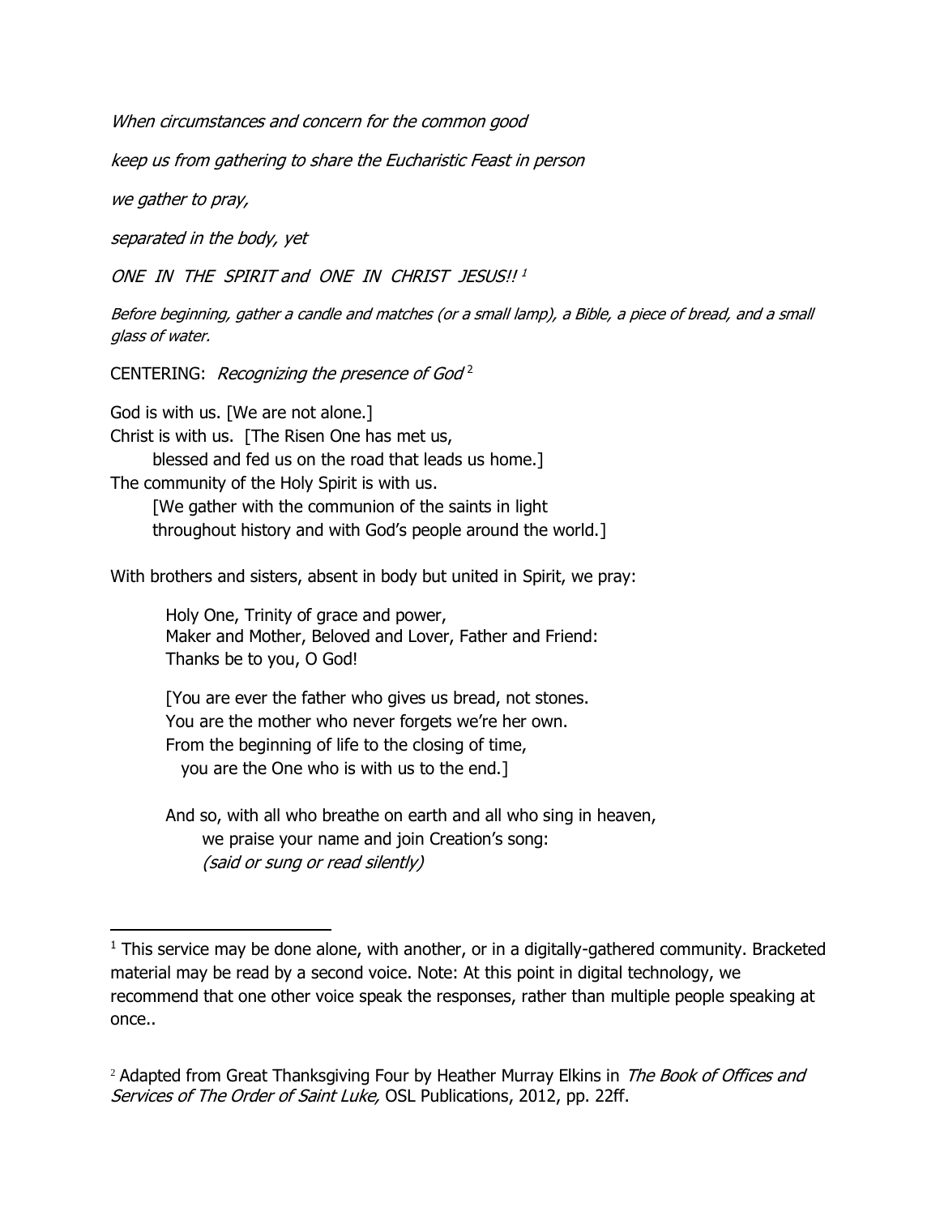*When circumstances and concern for the common good*

*keep us from gathering to share the Eucharistic Feast in person*

*we gather to pray,*

*separated in the body, yet*

*ONE IN THE SPIRIT and ONE IN CHRIST JESUS!!* [1]

*Before beginning, gather a candle and matches (or a small lamp), a Bible, a piece of bread, and a small glass of water.*

CENTERING: *Recognizing the presence of God* [2]

God is with us. [We are not alone.]  
Christ is with us. [The Risen One has met us,  
 blessed and fed us on the road that leads us home.]  
The community of the Holy Spirit is with us.  
 [We gather with the communion of the saints in light  
 throughout history and with God's people around the world.]

With brothers and sisters, absent in body but united in Spirit, we pray:

> Holy One, Trinity of grace and power,  
> Maker and Mother, Beloved and Lover, Father and Friend:  
> Thanks be to you, O God!
>
> [You are ever the father who gives us bread, not stones.  
> You are the mother who never forgets we're her own.  
> From the beginning of life to the closing of time,  
>  you are the One who is with us to the end.]
>
> And so, with all who breathe on earth and all who sing in heaven,  
>  we praise your name and join Creation's song:  
>  *(said or sung or read silently)*

---

[1] This service may be done alone, with another, or in a digitally-gathered community. Bracketed material may be read by a second voice. Note: At this point in digital technology, we recommend that one other voice speak the responses, rather than multiple people speaking at once..

[2] Adapted from Great Thanksgiving Four by Heather Murray Elkins in *The Book of Offices and Services of The Order of Saint Luke,* OSL Publications, 2012, pp. 22ff.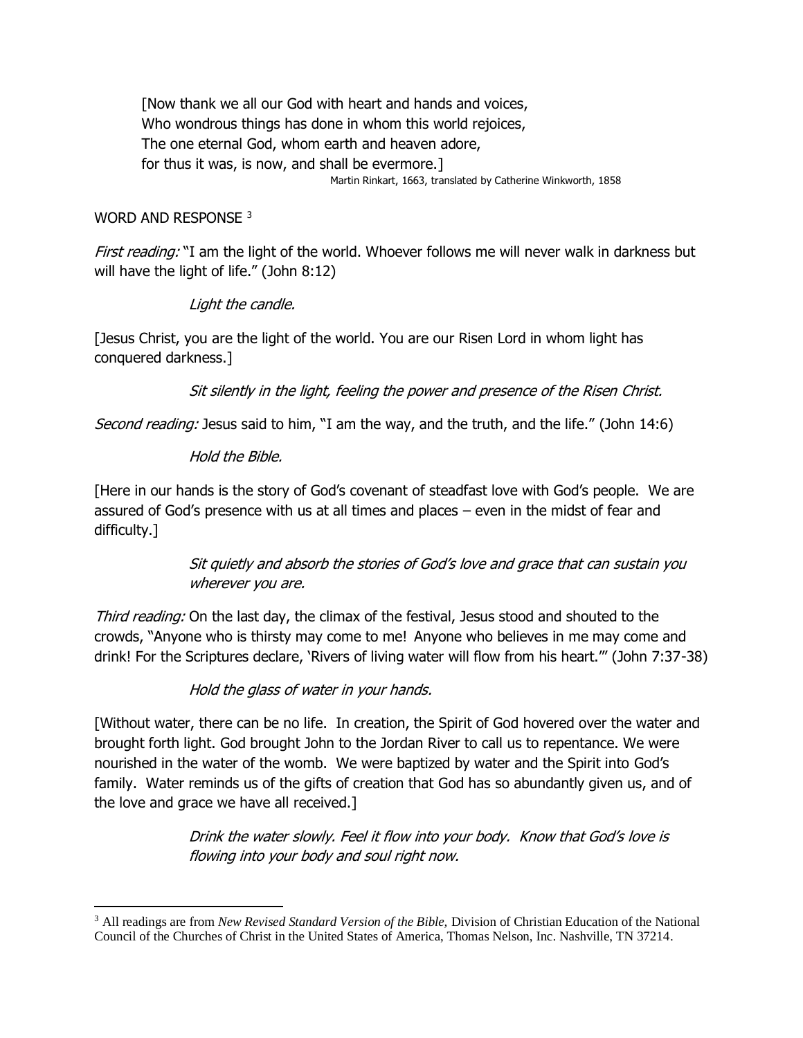[Now thank we all our God with heart and hands and voices,
Who wondrous things has done in whom this world rejoices,
The one eternal God, whom earth and heaven adore,
for thus it was, is now, and shall be evermore.]

Martin Rinkart, 1663, translated by Catherine Winkworth, 1858

WORD AND RESPONSE [3]

*First reading:* "I am the light of the world. Whoever follows me will never walk in darkness but will have the light of life." (John 8:12)

*Light the candle.*

[Jesus Christ, you are the light of the world. You are our Risen Lord in whom light has conquered darkness.]

*Sit silently in the light, feeling the power and presence of the Risen Christ.*

*Second reading:* Jesus said to him, "I am the way, and the truth, and the life." (John 14:6)

*Hold the Bible.*

[Here in our hands is the story of God's covenant of steadfast love with God's people. We are assured of God's presence with us at all times and places – even in the midst of fear and difficulty.]

*Sit quietly and absorb the stories of God's love and grace that can sustain you wherever you are.*

*Third reading:* On the last day, the climax of the festival, Jesus stood and shouted to the crowds, "Anyone who is thirsty may come to me! Anyone who believes in me may come and drink! For the Scriptures declare, 'Rivers of living water will flow from his heart.'" (John 7:37-38)

*Hold the glass of water in your hands.*

[Without water, there can be no life. In creation, the Spirit of God hovered over the water and brought forth light. God brought John to the Jordan River to call us to repentance. We were nourished in the water of the womb. We were baptized by water and the Spirit into God's family. Water reminds us of the gifts of creation that God has so abundantly given us, and of the love and grace we have all received.]

*Drink the water slowly. Feel it flow into your body. Know that God's love is flowing into your body and soul right now.*

---

[3] All readings are from *New Revised Standard Version of the Bible,* Division of Christian Education of the National Council of the Churches of Christ in the United States of America, Thomas Nelson, Inc. Nashville, TN 37214.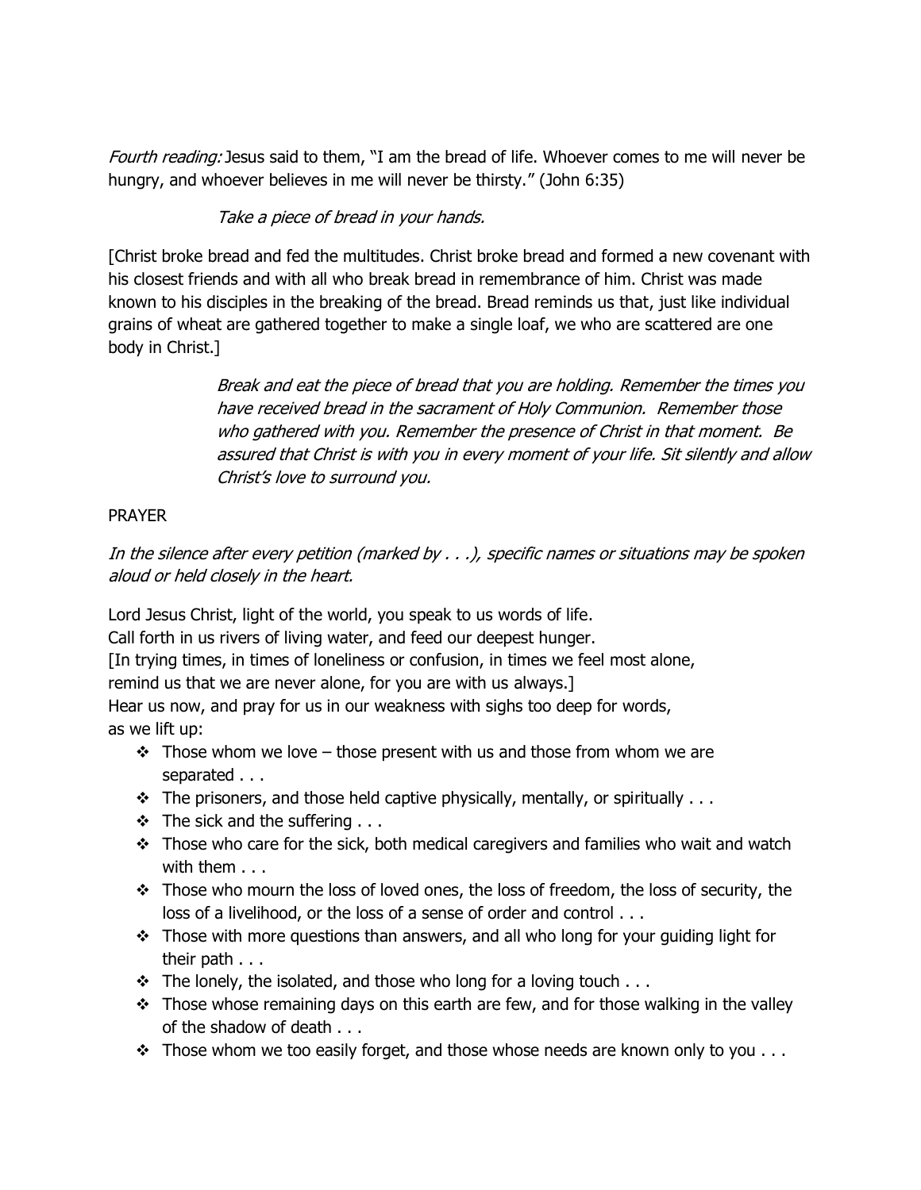*Fourth reading:* Jesus said to them, "I am the bread of life. Whoever comes to me will never be hungry, and whoever believes in me will never be thirsty." (John 6:35)

*Take a piece of bread in your hands.*

[Christ broke bread and fed the multitudes. Christ broke bread and formed a new covenant with his closest friends and with all who break bread in remembrance of him. Christ was made known to his disciples in the breaking of the bread. Bread reminds us that, just like individual grains of wheat are gathered together to make a single loaf, we who are scattered are one body in Christ.]

> *Break and eat the piece of bread that you are holding. Remember the times you have received bread in the sacrament of Holy Communion. Remember those who gathered with you. Remember the presence of Christ in that moment. Be assured that Christ is with you in every moment of your life. Sit silently and allow Christ's love to surround you.*

PRAYER

*In the silence after every petition (marked by . . .), specific names or situations may be spoken aloud or held closely in the heart.*

Lord Jesus Christ, light of the world, you speak to us words of life.
Call forth in us rivers of living water, and feed our deepest hunger.
[In trying times, in times of loneliness or confusion, in times we feel most alone,
remind us that we are never alone, for you are with us always.]
Hear us now, and pray for us in our weakness with sighs too deep for words,
as we lift up:

- Those whom we love – those present with us and those from whom we are separated . . .
- The prisoners, and those held captive physically, mentally, or spiritually . . .
- The sick and the suffering . . .
- Those who care for the sick, both medical caregivers and families who wait and watch with them . . .
- Those who mourn the loss of loved ones, the loss of freedom, the loss of security, the loss of a livelihood, or the loss of a sense of order and control . . .
- Those with more questions than answers, and all who long for your guiding light for their path . . .
- The lonely, the isolated, and those who long for a loving touch . . .
- Those whose remaining days on this earth are few, and for those walking in the valley of the shadow of death . . .
- Those whom we too easily forget, and those whose needs are known only to you . . .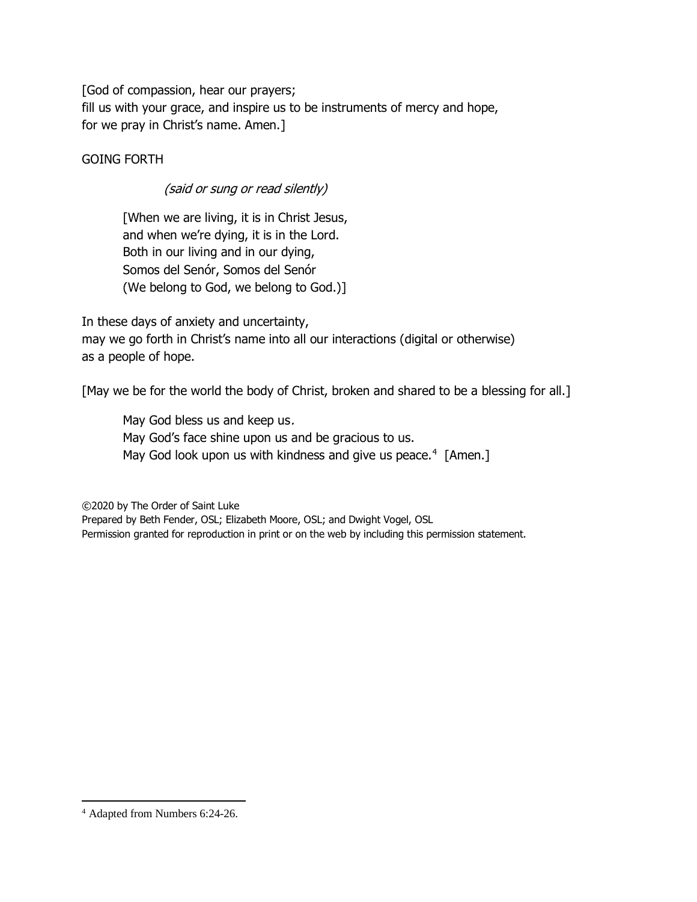[God of compassion, hear our prayers;
fill us with your grace, and inspire us to be instruments of mercy and hope,
for we pray in Christ's name. Amen.]

GOING FORTH

*(said or sung or read silently)*

> [When we are living, it is in Christ Jesus,
> and when we're dying, it is in the Lord.
> Both in our living and in our dying,
> Somos del Senór, Somos del Senór
> (We belong to God, we belong to God.)]

In these days of anxiety and uncertainty,
may we go forth in Christ's name into all our interactions (digital or otherwise)
as a people of hope.

[May we be for the world the body of Christ, broken and shared to be a blessing for all.]

> May God bless us and keep us.
> May God's face shine upon us and be gracious to us.
> May God look upon us with kindness and give us peace.[4] [Amen.]

©2020 by The Order of Saint Luke
Prepared by Beth Fender, OSL; Elizabeth Moore, OSL; and Dwight Vogel, OSL
Permission granted for reproduction in print or on the web by including this permission statement.

---

[4] Adapted from Numbers 6:24-26.